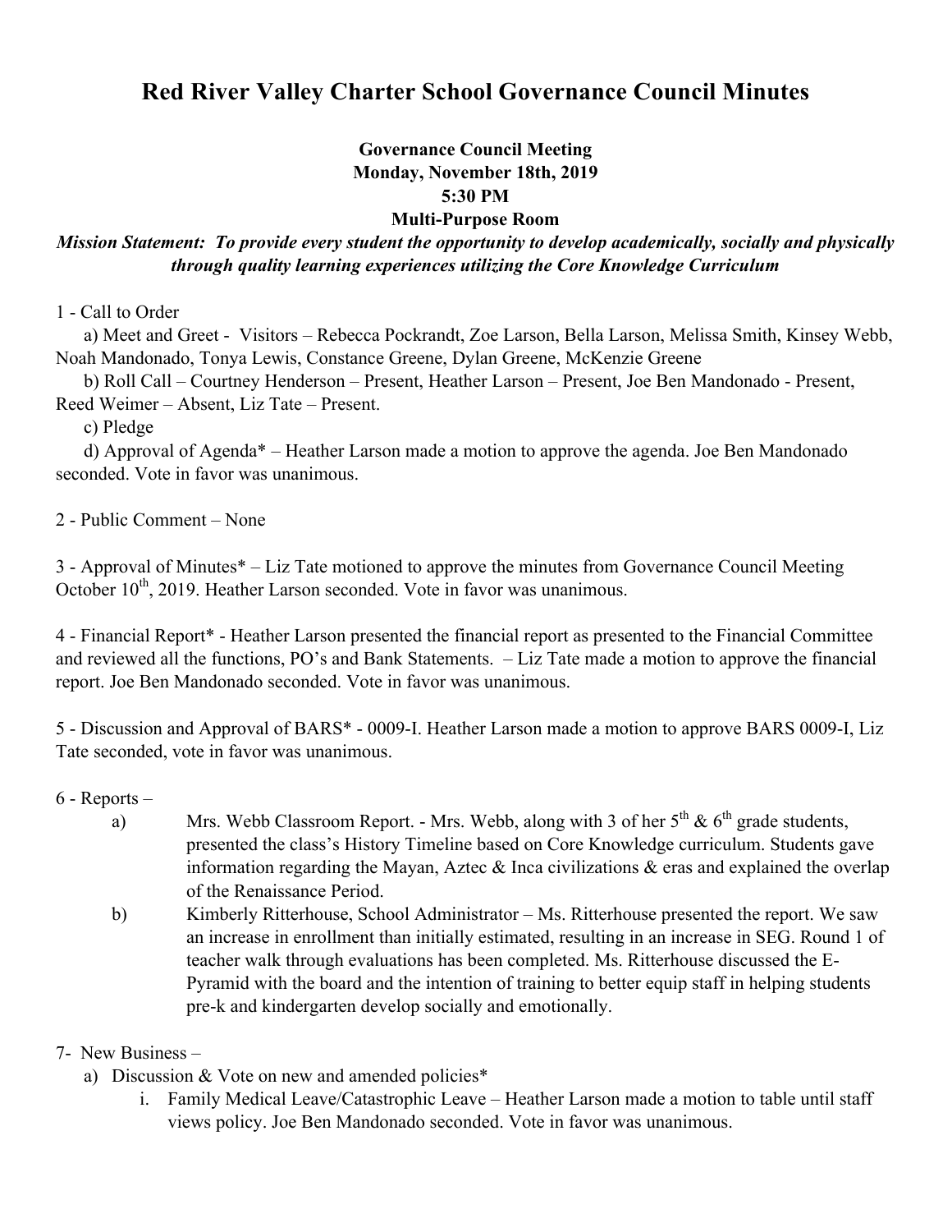# Red River Valley Charter School Governance Council Minutes

**Governance Council Meeting**
**Monday, November 18th, 2019**
**5:30 PM**
**Multi-Purpose Room**

***Mission Statement: To provide every student the opportunity to develop academically, socially and physically through quality learning experiences utilizing the Core Knowledge Curriculum***

1 - Call to Order

a) Meet and Greet - Visitors – Rebecca Pockrandt, Zoe Larson, Bella Larson, Melissa Smith, Kinsey Webb, Noah Mandonado, Tonya Lewis, Constance Greene, Dylan Greene, McKenzie Greene

b) Roll Call – Courtney Henderson – Present, Heather Larson – Present, Joe Ben Mandonado - Present, Reed Weimer – Absent, Liz Tate – Present.

c) Pledge

d) Approval of Agenda* – Heather Larson made a motion to approve the agenda. Joe Ben Mandonado seconded. Vote in favor was unanimous.

2 - Public Comment – None

3 - Approval of Minutes* – Liz Tate motioned to approve the minutes from Governance Council Meeting October 10th, 2019. Heather Larson seconded. Vote in favor was unanimous.

4 - Financial Report* - Heather Larson presented the financial report as presented to the Financial Committee and reviewed all the functions, PO's and Bank Statements. – Liz Tate made a motion to approve the financial report. Joe Ben Mandonado seconded. Vote in favor was unanimous.

5 - Discussion and Approval of BARS* - 0009-I. Heather Larson made a motion to approve BARS 0009-I, Liz Tate seconded, vote in favor was unanimous.

6 - Reports –

a) Mrs. Webb Classroom Report. - Mrs. Webb, along with 3 of her 5th & 6th grade students, presented the class's History Timeline based on Core Knowledge curriculum. Students gave information regarding the Mayan, Aztec & Inca civilizations & eras and explained the overlap of the Renaissance Period.

b) Kimberly Ritterhouse, School Administrator – Ms. Ritterhouse presented the report. We saw an increase in enrollment than initially estimated, resulting in an increase in SEG. Round 1 of teacher walk through evaluations has been completed. Ms. Ritterhouse discussed the E-Pyramid with the board and the intention of training to better equip staff in helping students pre-k and kindergarten develop socially and emotionally.

7- New Business –

a) Discussion & Vote on new and amended policies*
   i. Family Medical Leave/Catastrophic Leave – Heather Larson made a motion to table until staff views policy. Joe Ben Mandonado seconded. Vote in favor was unanimous.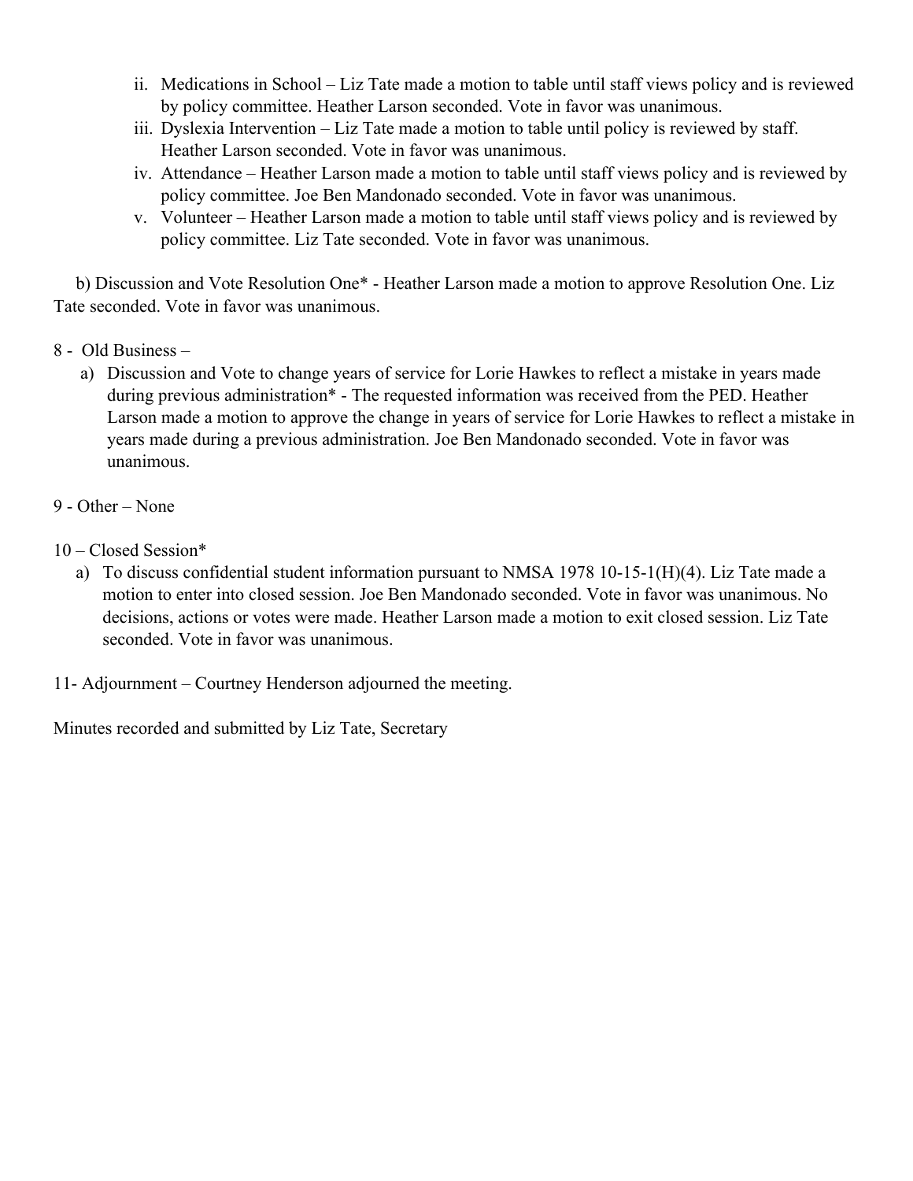ii. Medications in School – Liz Tate made a motion to table until staff views policy and is reviewed by policy committee. Heather Larson seconded. Vote in favor was unanimous.
iii. Dyslexia Intervention – Liz Tate made a motion to table until policy is reviewed by staff. Heather Larson seconded. Vote in favor was unanimous.
iv. Attendance – Heather Larson made a motion to table until staff views policy and is reviewed by policy committee. Joe Ben Mandonado seconded. Vote in favor was unanimous.
v. Volunteer – Heather Larson made a motion to table until staff views policy and is reviewed by policy committee. Liz Tate seconded. Vote in favor was unanimous.

b) Discussion and Vote Resolution One* - Heather Larson made a motion to approve Resolution One. Liz Tate seconded. Vote in favor was unanimous.

8 - Old Business –

a) Discussion and Vote to change years of service for Lorie Hawkes to reflect a mistake in years made during previous administration* - The requested information was received from the PED. Heather Larson made a motion to approve the change in years of service for Lorie Hawkes to reflect a mistake in years made during a previous administration. Joe Ben Mandonado seconded. Vote in favor was unanimous.

9 - Other – None

10 – Closed Session*

a) To discuss confidential student information pursuant to NMSA 1978 10-15-1(H)(4). Liz Tate made a motion to enter into closed session. Joe Ben Mandonado seconded. Vote in favor was unanimous. No decisions, actions or votes were made. Heather Larson made a motion to exit closed session. Liz Tate seconded. Vote in favor was unanimous.

11- Adjournment – Courtney Henderson adjourned the meeting.

Minutes recorded and submitted by Liz Tate, Secretary